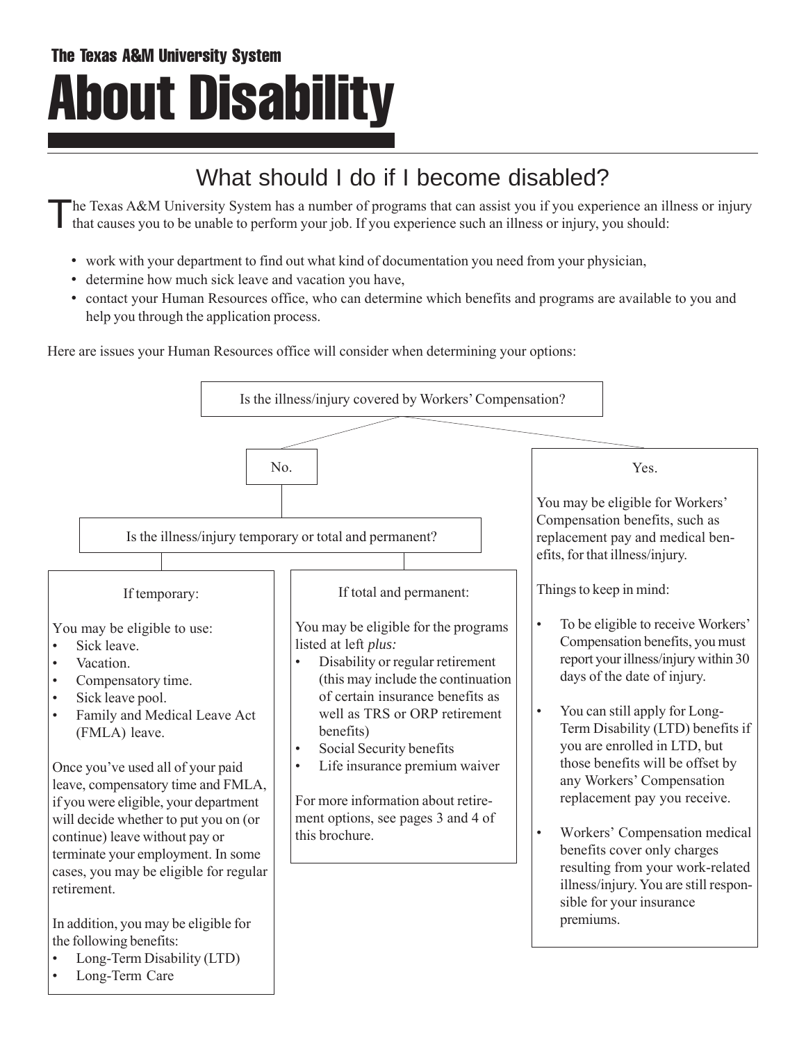The Texas A&M University System

# About Disability

## What should I do if I become disabled?

The Texas A&M University System has a number of programs that can assist you if you experience an illness or injury that causes you to be unable to perform your job. If you experience such an illness or injury, you should:

- work with your department to find out what kind of documentation you need from your physician,
- determine how much sick leave and vacation you have,
- contact your Human Resources office, who can determine which benefits and programs are available to you and help you through the application process.

Here are issues your Human Resources office will consider when determining your options:

**Is the illness/injury covered by Workers' Compensation?**

**No.**

**Is the illness/injury temporary or total and permanent?**

**If temporary:**

You may be eligible to use:

- Sick leave.
- Vacation.
- Compensatory time.
- Sick leave pool.
- Family and Medical Leave Act (FMLA) leave.

Once you've used all of your paid leave, compensatory time and FMLA, if you were eligible, your department will decide whether to put you on (or continue) leave without pay or terminate your employment. In some cases, you may be eligible for regular retirement.

In addition, you may be eligible for the following benefits:

- Long-Term Disability (LTD)
- Long-Term Care

**If total and permanent:**

You may be eligible for the programs listed at left *plus:*

- Disability or regular retirement (this may include the continuation of certain insurance benefits as well as TRS or ORP retirement benefits)
- Social Security benefits
- Life insurance premium waiver

For more information about retirement options, see pages 3 and 4 of this brochure.

**Yes.**

You may be eligible for Workers' Compensation benefits, such as replacement pay and medical benefits, for that illness/injury.

Things to keep in mind:

- To be eligible to receive Workers' Compensation benefits, you must report your illness/injury within 30 days of the date of injury.
- You can still apply for Long-Term Disability (LTD) benefits if you are enrolled in LTD, but those benefits will be offset by any Workers' Compensation replacement pay you receive.
- Workers' Compensation medical benefits cover only charges resulting from your work-related illness/injury. You are still responsible for your insurance premiums.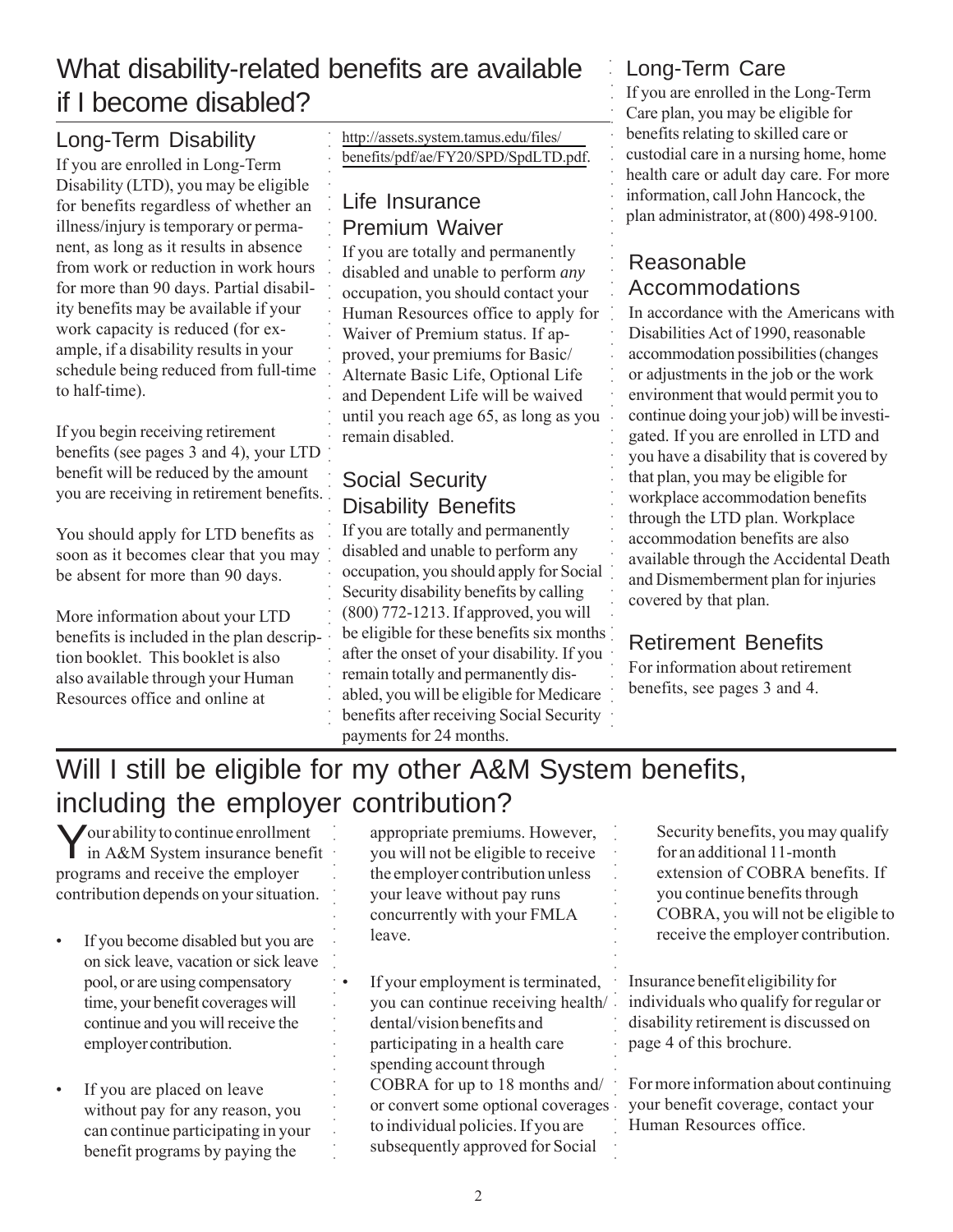# What disability-related benefits are available if I become disabled?

## Long-Term Disability

If you are enrolled in Long-Term Disability (LTD), you may be eligible for benefits regardless of whether an illness/injury is temporary or permanent, as long as it results in absence from work or reduction in work hours for more than 90 days. Partial disability benefits may be available if your work capacity is reduced (for example, if a disability results in your schedule being reduced from full-time to half-time).

If you begin receiving retirement benefits (see pages 3 and 4), your LTD benefit will be reduced by the amount you are receiving in retirement benefits.

You should apply for LTD benefits as soon as it becomes clear that you may be absent for more than 90 days.

More information about your LTD benefits is included in the plan description booklet. This booklet is also also available through your Human Resources office and online at http://assets.system.tamus.edu/files/benefits/pdf/ae/FY20/SPD/SpdLTD.pdf.

## Life Insurance Premium Waiver

If you are totally and permanently disabled and unable to perform *any* occupation, you should contact your Human Resources office to apply for Waiver of Premium status. If approved, your premiums for Basic/Alternate Basic Life, Optional Life and Dependent Life will be waived until you reach age 65, as long as you remain disabled.

## Social Security Disability Benefits

If you are totally and permanently disabled and unable to perform any occupation, you should apply for Social Security disability benefits by calling (800) 772-1213. If approved, you will be eligible for these benefits six months after the onset of your disability. If you remain totally and permanently disabled, you will be eligible for Medicare benefits after receiving Social Security payments for 24 months.

## Long-Term Care

If you are enrolled in the Long-Term Care plan, you may be eligible for benefits relating to skilled care or custodial care in a nursing home, home health care or adult day care. For more information, call John Hancock, the plan administrator, at (800) 498-9100.

## Reasonable Accommodations

In accordance with the Americans with Disabilities Act of 1990, reasonable accommodation possibilities (changes or adjustments in the job or the work environment that would permit you to continue doing your job) will be investigated. If you are enrolled in LTD and you have a disability that is covered by that plan, you may be eligible for workplace accommodation benefits through the LTD plan. Workplace accommodation benefits are also available through the Accidental Death and Dismemberment plan for injuries covered by that plan.

## Retirement Benefits

For information about retirement benefits, see pages 3 and 4.

# Will I still be eligible for my other A&M System benefits, including the employer contribution?

Your ability to continue enrollment in A&M System insurance benefit programs and receive the employer contribution depends on your situation.

- If you become disabled but you are on sick leave, vacation or sick leave pool, or are using compensatory time, your benefit coverages will continue and you will receive the employer contribution.
- If you are placed on leave without pay for any reason, you can continue participating in your benefit programs by paying the appropriate premiums. However, you will not be eligible to receive the employer contribution unless your leave without pay runs concurrently with your FMLA leave.
- If your employment is terminated, you can continue receiving health/dental/vision benefits and participating in a health care spending account through COBRA for up to 18 months and/or convert some optional coverages to individual policies. If you are subsequently approved for Social Security benefits, you may qualify for an additional 11-month extension of COBRA benefits. If you continue benefits through COBRA, you will not be eligible to receive the employer contribution.

Insurance benefit eligibility for individuals who qualify for regular or disability retirement is discussed on page 4 of this brochure.

For more information about continuing your benefit coverage, contact your Human Resources office.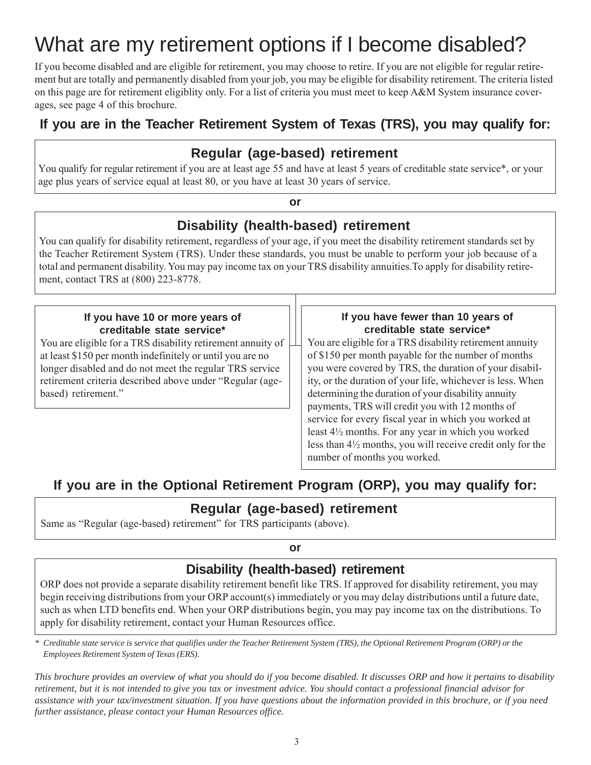# What are my retirement options if I become disabled?

If you become disabled and are eligible for retirement, you may choose to retire. If you are not eligible for regular retirement but are totally and permanently disabled from your job, you may be eligible for disability retirement. The criteria listed on this page are for retirement eligiblity only. For a list of criteria you must meet to keep A&M System insurance coverages, see page 4 of this brochure.

## If you are in the Teacher Retirement System of Texas (TRS), you may qualify for:

### Regular (age-based) retirement

You qualify for regular retirement if you are at least age 55 and have at least 5 years of creditable state service*, or your age plus years of service equal at least 80, or you have at least 30 years of service.

**or**

### Disability (health-based) retirement

You can qualify for disability retirement, regardless of your age, if you meet the disability retirement standards set by the Teacher Retirement System (TRS). Under these standards, you must be unable to perform your job because of a total and permanent disability. You may pay income tax on your TRS disability annuities.To apply for disability retirement, contact TRS at (800) 223-8778.

#### If you have 10 or more years of creditable state service*

You are eligible for a TRS disability retirement annuity of at least $150 per month indefinitely or until you are no longer disabled and do not meet the regular TRS service retirement criteria described above under "Regular (age-based) retirement."

#### If you have fewer than 10 years of creditable state service*

You are eligible for a TRS disability retirement annuity of $150 per month payable for the number of months you were covered by TRS, the duration of your disability, or the duration of your life, whichever is less. When determining the duration of your disability annuity payments, TRS will credit you with 12 months of service for every fiscal year in which you worked at least 4½ months. For any year in which you worked less than 4½ months, you will receive credit only for the number of months you worked.

## If you are in the Optional Retirement Program (ORP), you may qualify for:

### Regular (age-based) retirement

Same as "Regular (age-based) retirement" for TRS participants (above).

**or**

### Disability (health-based) retirement

ORP does not provide a separate disability retirement benefit like TRS. If approved for disability retirement, you may begin receiving distributions from your ORP account(s) immediately or you may delay distributions until a future date, such as when LTD benefits end. When your ORP distributions begin, you may pay income tax on the distributions. To apply for disability retirement, contact your Human Resources office.

\* *Creditable state service is service that qualifies under the Teacher Retirement System (TRS), the Optional Retirement Program (ORP) or the Employees Retirement System of Texas (ERS).*

*This brochure provides an overview of what you should do if you become disabled. It discusses ORP and how it pertains to disability retirement, but it is not intended to give you tax or investment advice. You should contact a professional financial advisor for assistance with your tax/investment situation. If you have questions about the information provided in this brochure, or if you need further assistance, please contact your Human Resources office.*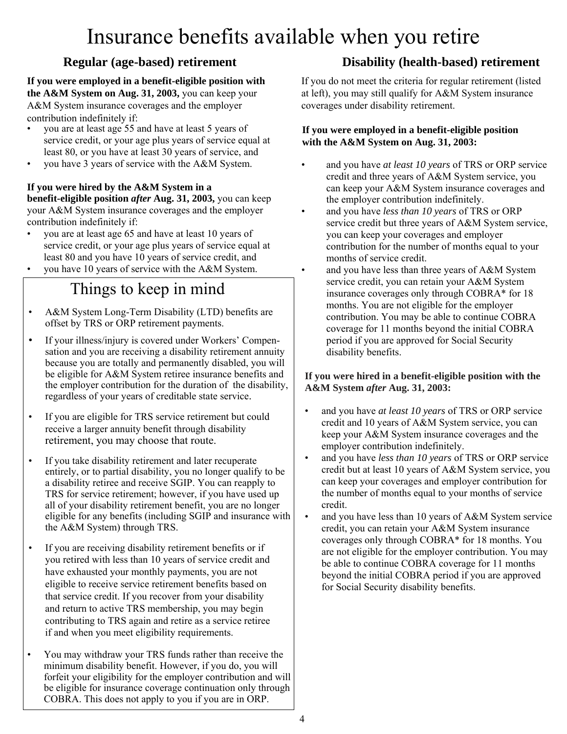# Insurance benefits available when you retire

## Regular (age-based) retirement

**If you were employed in a benefit-eligible position with the A&M System on Aug. 31, 2003,** you can keep your A&M System insurance coverages and the employer contribution indefinitely if:

- you are at least age 55 and have at least 5 years of service credit, or your age plus years of service equal at least 80, or you have at least 30 years of service, and
- you have 3 years of service with the A&M System.

**If you were hired by the A&M System in a benefit-eligible position *after* Aug. 31, 2003,** you can keep your A&M System insurance coverages and the employer contribution indefinitely if:

- you are at least age 65 and have at least 10 years of service credit, or your age plus years of service equal at least 80 and you have 10 years of service credit, and
- you have 10 years of service with the A&M System.

### Things to keep in mind

- A&M System Long-Term Disability (LTD) benefits are offset by TRS or ORP retirement payments.
- If your illness/injury is covered under Workers' Compensation and you are receiving a disability retirement annuity because you are totally and permanently disabled, you will be eligible for A&M System retiree insurance benefits and the employer contribution for the duration of the disability, regardless of your years of creditable state service.
- If you are eligible for TRS service retirement but could receive a larger annuity benefit through disability retirement, you may choose that route.
- If you take disability retirement and later recuperate entirely, or to partial disability, you no longer qualify to be a disability retiree and receive SGIP. You can reapply to TRS for service retirement; however, if you have used up all of your disability retirement benefit, you are no longer eligible for any benefits (including SGIP and insurance with the A&M System) through TRS.
- If you are receiving disability retirement benefits or if you retired with less than 10 years of service credit and have exhausted your monthly payments, you are not eligible to receive service retirement benefits based on that service credit. If you recover from your disability and return to active TRS membership, you may begin contributing to TRS again and retire as a service retiree if and when you meet eligibility requirements.
- You may withdraw your TRS funds rather than receive the minimum disability benefit. However, if you do, you will forfeit your eligibility for the employer contribution and will be eligible for insurance coverage continuation only through COBRA. This does not apply to you if you are in ORP.

## Disability (health-based) retirement

If you do not meet the criteria for regular retirement (listed at left), you may still qualify for A&M System insurance coverages under disability retirement.

**If you were employed in a benefit-eligible position with the A&M System on Aug. 31, 2003:**

- and you have *at least 10 years* of TRS or ORP service credit and three years of A&M System service, you can keep your A&M System insurance coverages and the employer contribution indefinitely.
- and you have *less than 10 years* of TRS or ORP service credit but three years of A&M System service, you can keep your coverages and employer contribution for the number of months equal to your months of service credit.
- and you have less than three years of A&M System service credit, you can retain your A&M System insurance coverages only through COBRA* for 18 months. You are not eligible for the employer contribution. You may be able to continue COBRA coverage for 11 months beyond the initial COBRA period if you are approved for Social Security disability benefits.

**If you were hired in a benefit-eligible position with the A&M System *after* Aug. 31, 2003:**

- and you have *at least 10 years* of TRS or ORP service credit and 10 years of A&M System service, you can keep your A&M System insurance coverages and the employer contribution indefinitely.
- and you have *less than 10 years* of TRS or ORP service credit but at least 10 years of A&M System service, you can keep your coverages and employer contribution for the number of months equal to your months of service credit.
- and you have less than 10 years of A&M System service credit, you can retain your A&M System insurance coverages only through COBRA* for 18 months. You are not eligible for the employer contribution. You may be able to continue COBRA coverage for 11 months beyond the initial COBRA period if you are approved for Social Security disability benefits.